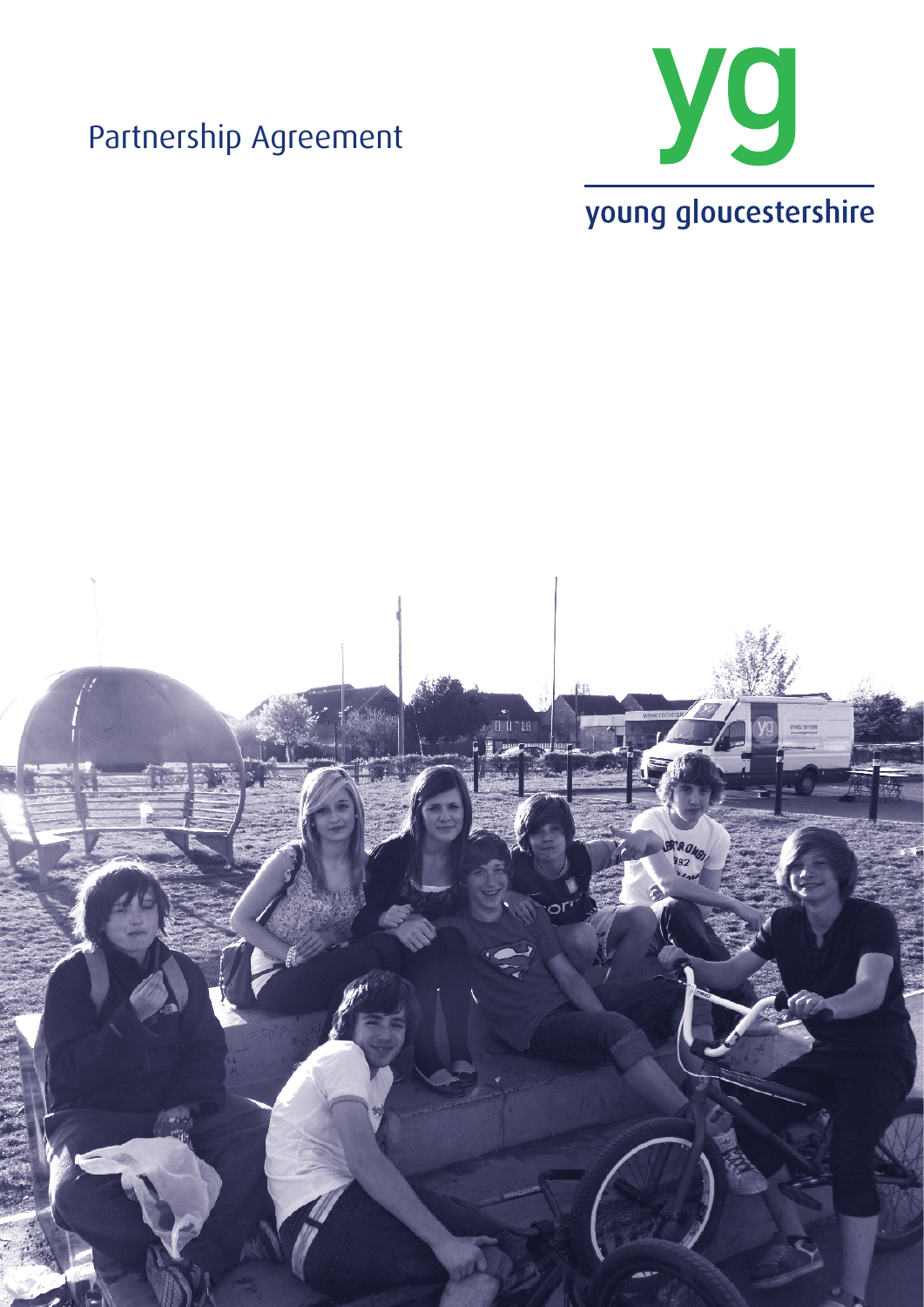# Partnership Agreement

yg

young gloucestershire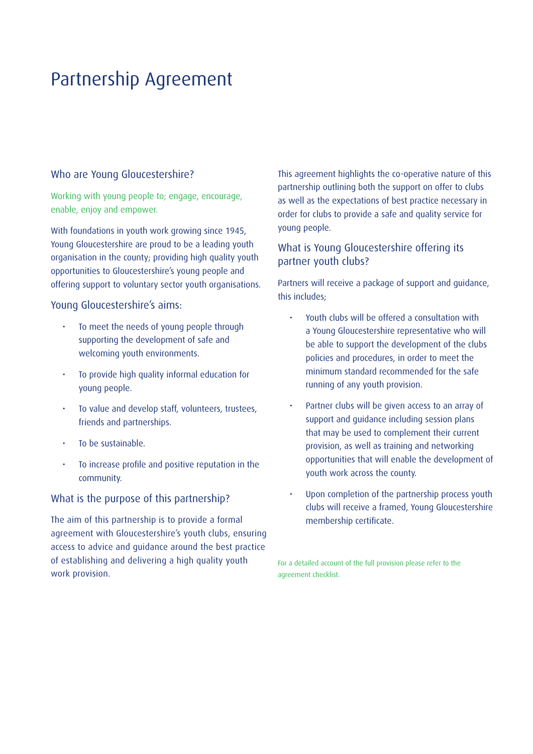# Partnership Agreement

## Who are Young Gloucestershire?

Working with young people to; engage, encourage, enable, enjoy and empower.

With foundations in youth work growing since 1945, Young Gloucestershire are proud to be a leading youth organisation in the county; providing high quality youth opportunities to Gloucestershire's young people and offering support to voluntary sector youth organisations.

## Young Gloucestershire's aims:

- To meet the needs of young people through supporting the development of safe and welcoming youth environments.
- To provide high quality informal education for young people.
- To value and develop staff, volunteers, trustees, friends and partnerships.
- To be sustainable.
- To increase profile and positive reputation in the community.

## What is the purpose of this partnership?

The aim of this partnership is to provide a formal agreement with Gloucestershire's youth clubs, ensuring access to advice and guidance around the best practice of establishing and delivering a high quality youth work provision.

This agreement highlights the co-operative nature of this partnership outlining both the support on offer to clubs as well as the expectations of best practice necessary in order for clubs to provide a safe and quality service for young people.

## What is Young Gloucestershire offering its partner youth clubs?

Partners will receive a package of support and guidance, this includes;

- Youth clubs will be offered a consultation with a Young Gloucestershire representative who will be able to support the development of the clubs policies and procedures, in order to meet the minimum standard recommended for the safe running of any youth provision.
- Partner clubs will be given access to an array of support and guidance including session plans that may be used to complement their current provision, as well as training and networking opportunities that will enable the development of youth work across the county.
- Upon completion of the partnership process youth clubs will receive a framed, Young Gloucestershire membership certificate.

For a detailed account of the full provision please refer to the agreement checklist.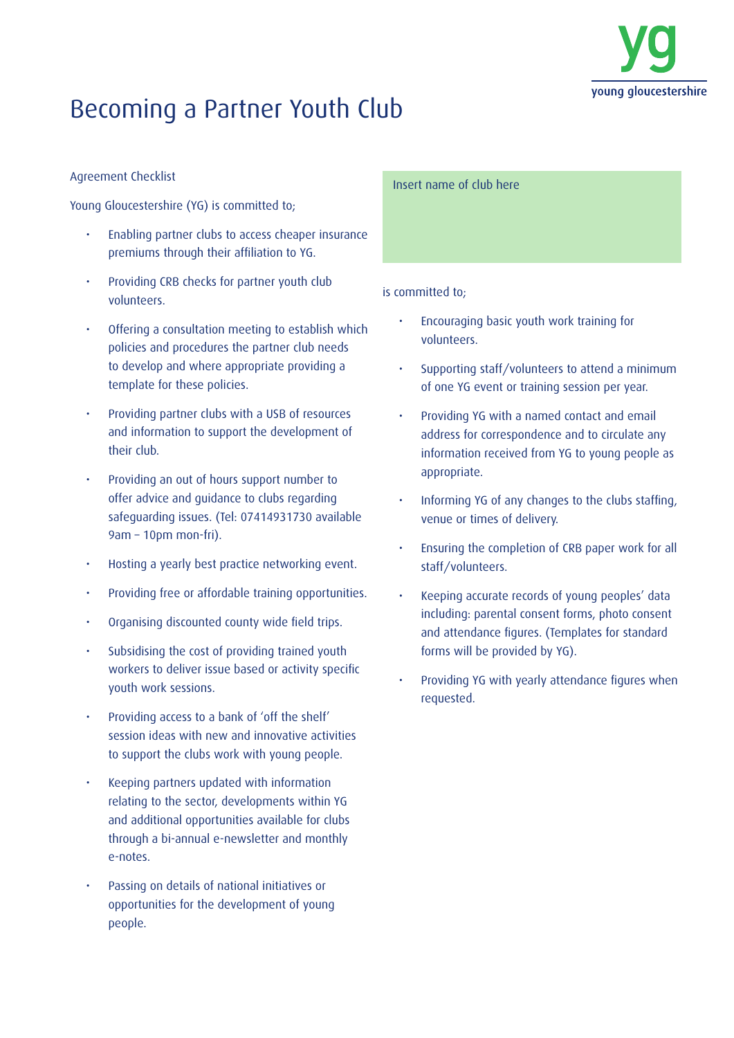# Becoming a Partner Youth Club

Agreement Checklist

Young Gloucestershire (YG) is committed to;

- Enabling partner clubs to access cheaper insurance premiums through their affiliation to YG.
- Providing CRB checks for partner youth club volunteers.
- Offering a consultation meeting to establish which policies and procedures the partner club needs to develop and where appropriate providing a template for these policies.
- Providing partner clubs with a USB of resources and information to support the development of their club.
- Providing an out of hours support number to offer advice and guidance to clubs regarding safeguarding issues. (Tel: 07414931730 available 9am – 10pm mon-fri).
- Hosting a yearly best practice networking event.
- Providing free or affordable training opportunities.
- Organising discounted county wide field trips.
- Subsidising the cost of providing trained youth workers to deliver issue based or activity specific youth work sessions.
- Providing access to a bank of 'off the shelf' session ideas with new and innovative activities to support the clubs work with young people.
- Keeping partners updated with information relating to the sector, developments within YG and additional opportunities available for clubs through a bi-annual e-newsletter and monthly e-notes.
- Passing on details of national initiatives or opportunities for the development of young people.

Insert name of club here

is committed to;

- Encouraging basic youth work training for volunteers.
- Supporting staff/volunteers to attend a minimum of one YG event or training session per year.
- Providing YG with a named contact and email address for correspondence and to circulate any information received from YG to young people as appropriate.
- Informing YG of any changes to the clubs staffing, venue or times of delivery.
- Ensuring the completion of CRB paper work for all staff/volunteers.
- Keeping accurate records of young peoples' data including: parental consent forms, photo consent and attendance figures. (Templates for standard forms will be provided by YG).
- Providing YG with yearly attendance figures when requested.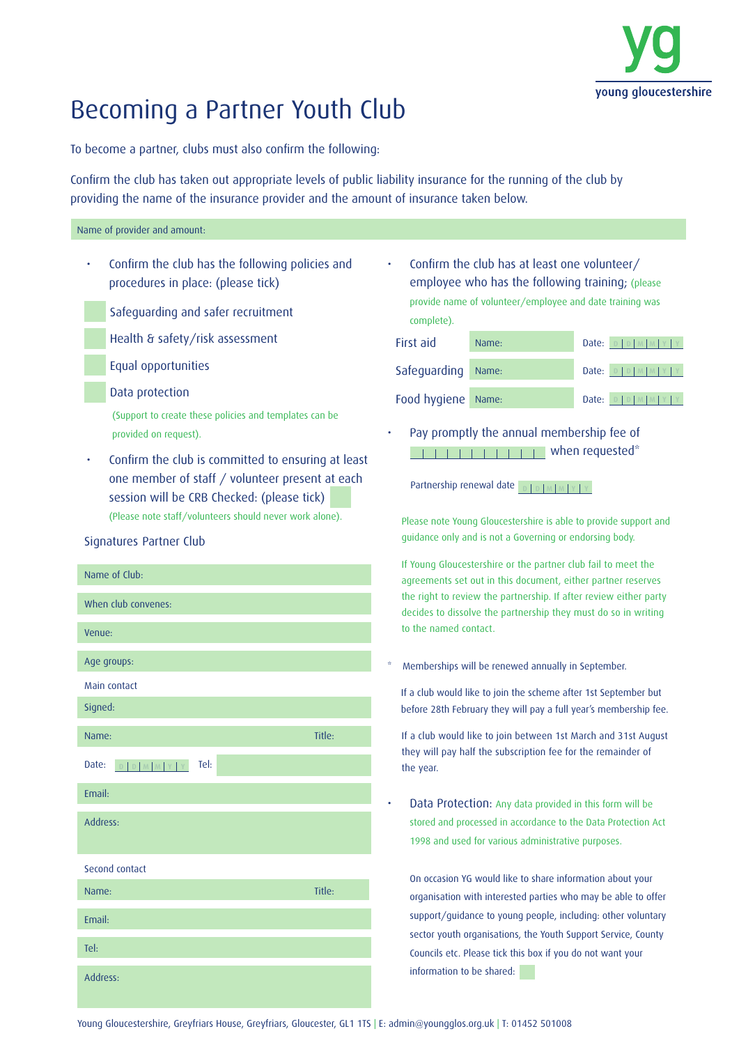# Becoming a Partner Youth Club

To become a partner, clubs must also confirm the following:

Confirm the club has taken out appropriate levels of public liability insurance for the running of the club by providing the name of the insurance provider and the amount of insurance taken below.

Name of provider and amount:

- Confirm the club has the following policies and procedures in place: (please tick)

  - Safeguarding and safer recruitment
  - Health & safety/risk assessment
  - Equal opportunities
  - Data protection

  (Support to create these policies and templates can be provided on request).

- Confirm the club is committed to ensuring at least one member of staff / volunteer present at each session will be CRB Checked: (please tick)
  (Please note staff/volunteers should never work alone).

Signatures Partner Club

Name of Club:

When club convenes:

Venue:

Age groups:

Main contact

Signed:

Name: Title:

Date: D D M M Y Y Tel:

Email:

Address:

Second contact

Name: Title:

Email:

Tel:

Address:

- Confirm the club has at least one volunteer/ employee who has the following training; (please provide name of volunteer/employee and date training was complete).

| | | |
|---|---|---|
| First aid | Name: | Date: D D M M Y Y |
| Safeguarding | Name: | Date: D D M M Y Y |
| Food hygiene | Name: | Date: D D M M Y Y |

- Pay promptly the annual membership fee of ____________ when requested*

Partnership renewal date D D M M Y Y

Please note Young Gloucestershire is able to provide support and guidance only and is not a Governing or endorsing body.

If Young Gloucestershire or the partner club fail to meet the agreements set out in this document, either partner reserves the right to review the partnership. If after review either party decides to dissolve the partnership they must do so in writing to the named contact.

\* Memberships will be renewed annually in September.

If a club would like to join the scheme after 1st September but before 28th February they will pay a full year's membership fee.

If a club would like to join between 1st March and 31st August they will pay half the subscription fee for the remainder of the year.

- Data Protection: Any data provided in this form will be stored and processed in accordance to the Data Protection Act 1998 and used for various administrative purposes.

  On occasion YG would like to share information about your organisation with interested parties who may be able to offer support/guidance to young people, including: other voluntary sector youth organisations, the Youth Support Service, County Councils etc. Please tick this box if you do not want your information to be shared:

Young Gloucestershire, Greyfriars House, Greyfriars, Gloucester, GL1 1TS | E: admin@youngglos.org.uk | T: 01452 501008